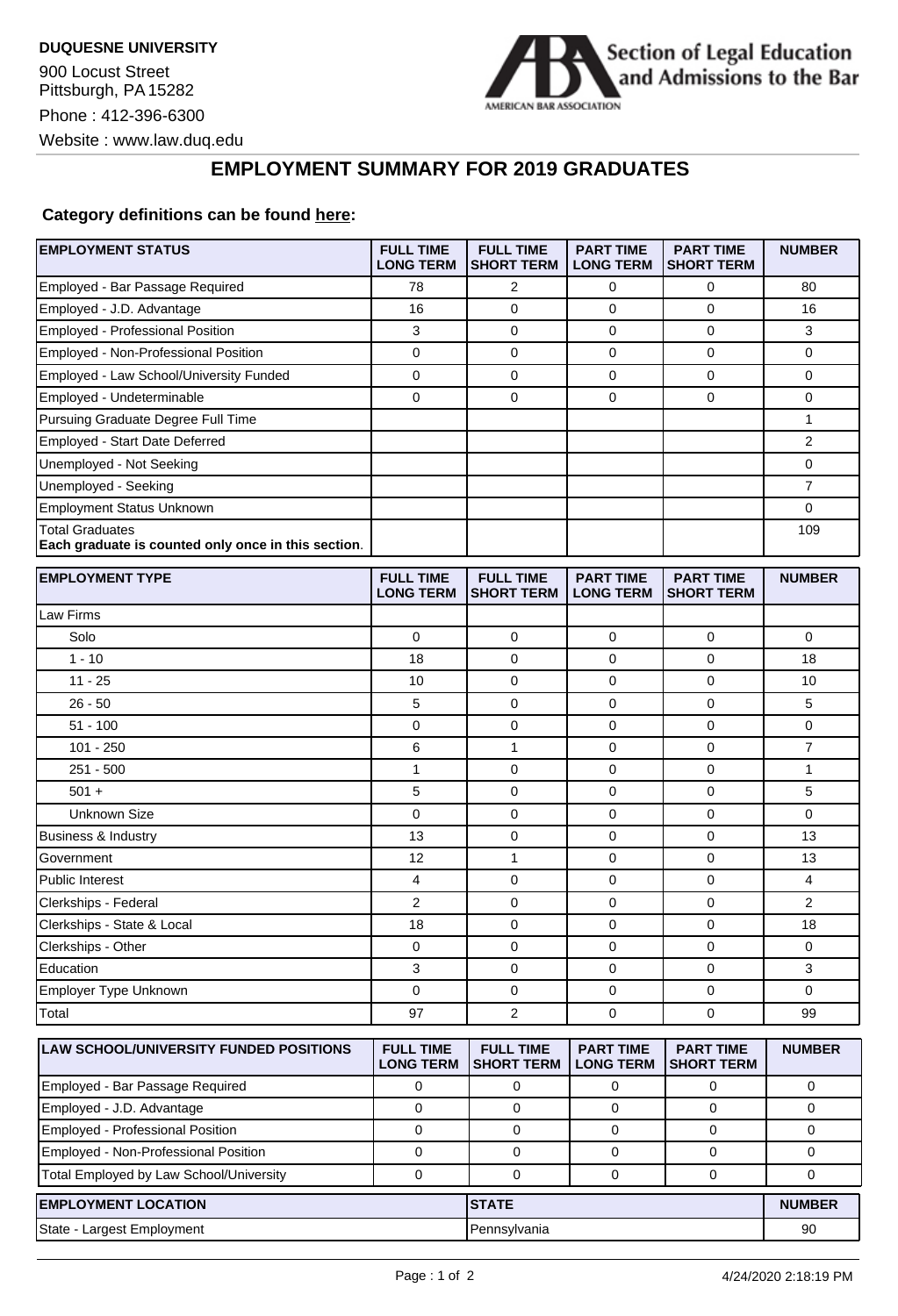**DUQUESNE UNIVERSITY**

900 Locust Street
Pittsburgh, PA 15282

Phone : 412-396-6300

Website : www.law.duq.edu

Section of Legal Education and Admissions to the Bar
AMERICAN BAR ASSOCIATION

# EMPLOYMENT SUMMARY FOR 2019 GRADUATES

**Category definitions can be found here:**

| EMPLOYMENT STATUS | FULL TIME LONG TERM | FULL TIME SHORT TERM | PART TIME LONG TERM | PART TIME SHORT TERM | NUMBER |
|---|---|---|---|---|---|
| Employed - Bar Passage Required | 78 | 2 | 0 | 0 | 80 |
| Employed - J.D. Advantage | 16 | 0 | 0 | 0 | 16 |
| Employed - Professional Position | 3 | 0 | 0 | 0 | 3 |
| Employed - Non-Professional Position | 0 | 0 | 0 | 0 | 0 |
| Employed - Law School/University Funded | 0 | 0 | 0 | 0 | 0 |
| Employed - Undeterminable | 0 | 0 | 0 | 0 | 0 |
| Pursuing Graduate Degree Full Time | | | | | 1 |
| Employed - Start Date Deferred | | | | | 2 |
| Unemployed - Not Seeking | | | | | 0 |
| Unemployed - Seeking | | | | | 7 |
| Employment Status Unknown | | | | | 0 |
| Total Graduates<br>**Each graduate is counted only once in this section.** | | | | | 109 |

| EMPLOYMENT TYPE | FULL TIME LONG TERM | FULL TIME SHORT TERM | PART TIME LONG TERM | PART TIME SHORT TERM | NUMBER |
|---|---|---|---|---|---|
| Law Firms | | | | | |
| Solo | 0 | 0 | 0 | 0 | 0 |
| 1 - 10 | 18 | 0 | 0 | 0 | 18 |
| 11 - 25 | 10 | 0 | 0 | 0 | 10 |
| 26 - 50 | 5 | 0 | 0 | 0 | 5 |
| 51 - 100 | 0 | 0 | 0 | 0 | 0 |
| 101 - 250 | 6 | 1 | 0 | 0 | 7 |
| 251 - 500 | 1 | 0 | 0 | 0 | 1 |
| 501 + | 5 | 0 | 0 | 0 | 5 |
| Unknown Size | 0 | 0 | 0 | 0 | 0 |
| Business & Industry | 13 | 0 | 0 | 0 | 13 |
| Government | 12 | 1 | 0 | 0 | 13 |
| Public Interest | 4 | 0 | 0 | 0 | 4 |
| Clerkships - Federal | 2 | 0 | 0 | 0 | 2 |
| Clerkships - State & Local | 18 | 0 | 0 | 0 | 18 |
| Clerkships - Other | 0 | 0 | 0 | 0 | 0 |
| Education | 3 | 0 | 0 | 0 | 3 |
| Employer Type Unknown | 0 | 0 | 0 | 0 | 0 |
| Total | 97 | 2 | 0 | 0 | 99 |

| LAW SCHOOL/UNIVERSITY FUNDED POSITIONS | FULL TIME LONG TERM | FULL TIME SHORT TERM | PART TIME LONG TERM | PART TIME SHORT TERM | NUMBER |
|---|---|---|---|---|---|
| Employed - Bar Passage Required | 0 | 0 | 0 | 0 | 0 |
| Employed - J.D. Advantage | 0 | 0 | 0 | 0 | 0 |
| Employed - Professional Position | 0 | 0 | 0 | 0 | 0 |
| Employed - Non-Professional Position | 0 | 0 | 0 | 0 | 0 |
| Total Employed by Law School/University | 0 | 0 | 0 | 0 | 0 |

| EMPLOYMENT LOCATION | STATE | NUMBER |
|---|---|---|
| State - Largest Employment | Pennsylvania | 90 |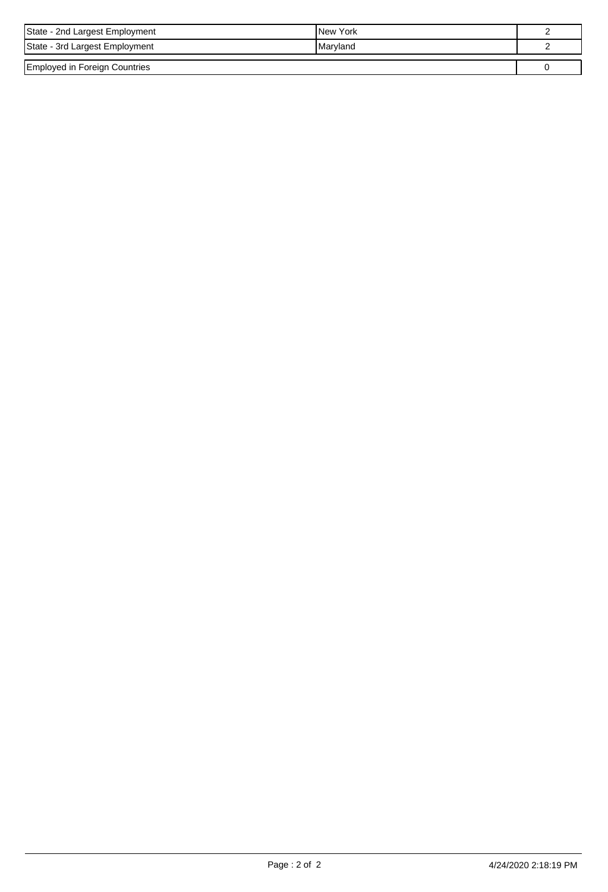| | | |
|---|---|---|
| State - 2nd Largest Employment | New York | 2 |
| State - 3rd Largest Employment | Maryland | 2 |

| | |
|---|---|
| Employed in Foreign Countries | 0 |